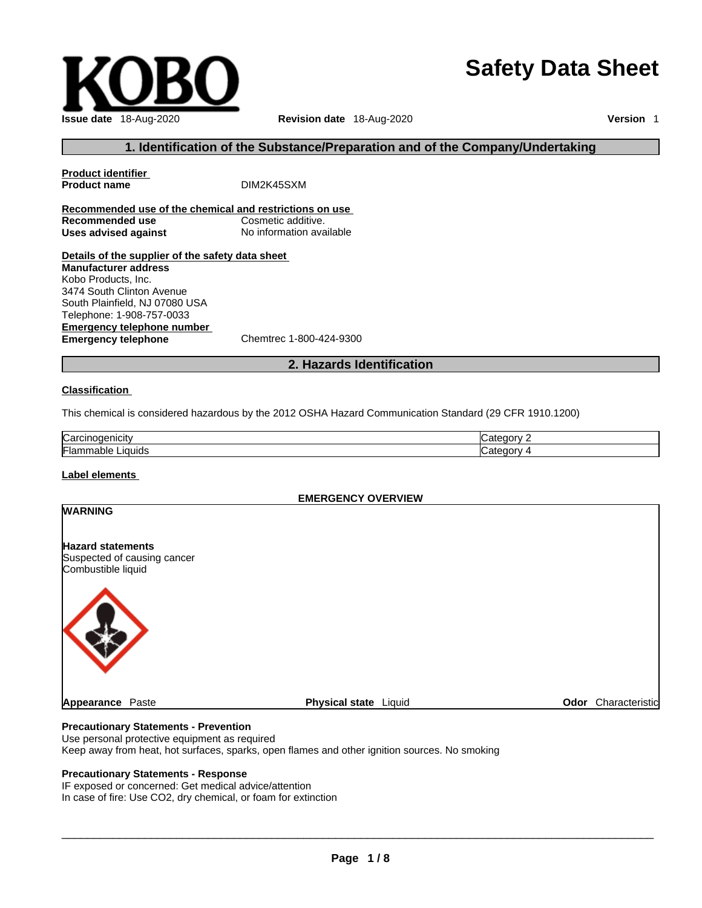# Safety Data Sheet

**Issue date** 18-Aug-2020 **Revision date** 18-Aug-2020 **Version** 1

## 1. Identification of the Substance/Preparation and of the Company/Undertaking

**Product identifier**

**Product name** DIM2K45SXM

**Recommended use of the chemical and restrictions on use**

**Recommended use** Cosmetic additive.

**Uses advised against** No information available

**Details of the supplier of the safety data sheet**

**Manufacturer address**

Kobo Products, Inc.
3474 South Clinton Avenue
South Plainfield, NJ 07080 USA
Telephone: 1-908-757-0033

**Emergency telephone number**

**Emergency telephone** Chemtrec 1-800-424-9300

## 2. Hazards Identification

**Classification**

This chemical is considered hazardous by the 2012 OSHA Hazard Communication Standard (29 CFR 1910.1200)

| | |
|---|---|
| Carcinogenicity | Category 2 |
| Flammable Liquids | Category 4 |

**Label elements**

**EMERGENCY OVERVIEW**

**WARNING**

**Hazard statements**

Suspected of causing cancer
Combustible liquid

**Appearance** Paste **Physical state** Liquid **Odor** Characteristic

**Precautionary Statements - Prevention**

Use personal protective equipment as required
Keep away from heat, hot surfaces, sparks, open flames and other ignition sources. No smoking

**Precautionary Statements - Response**

IF exposed or concerned: Get medical advice/attention
In case of fire: Use CO2, dry chemical, or foam for extinction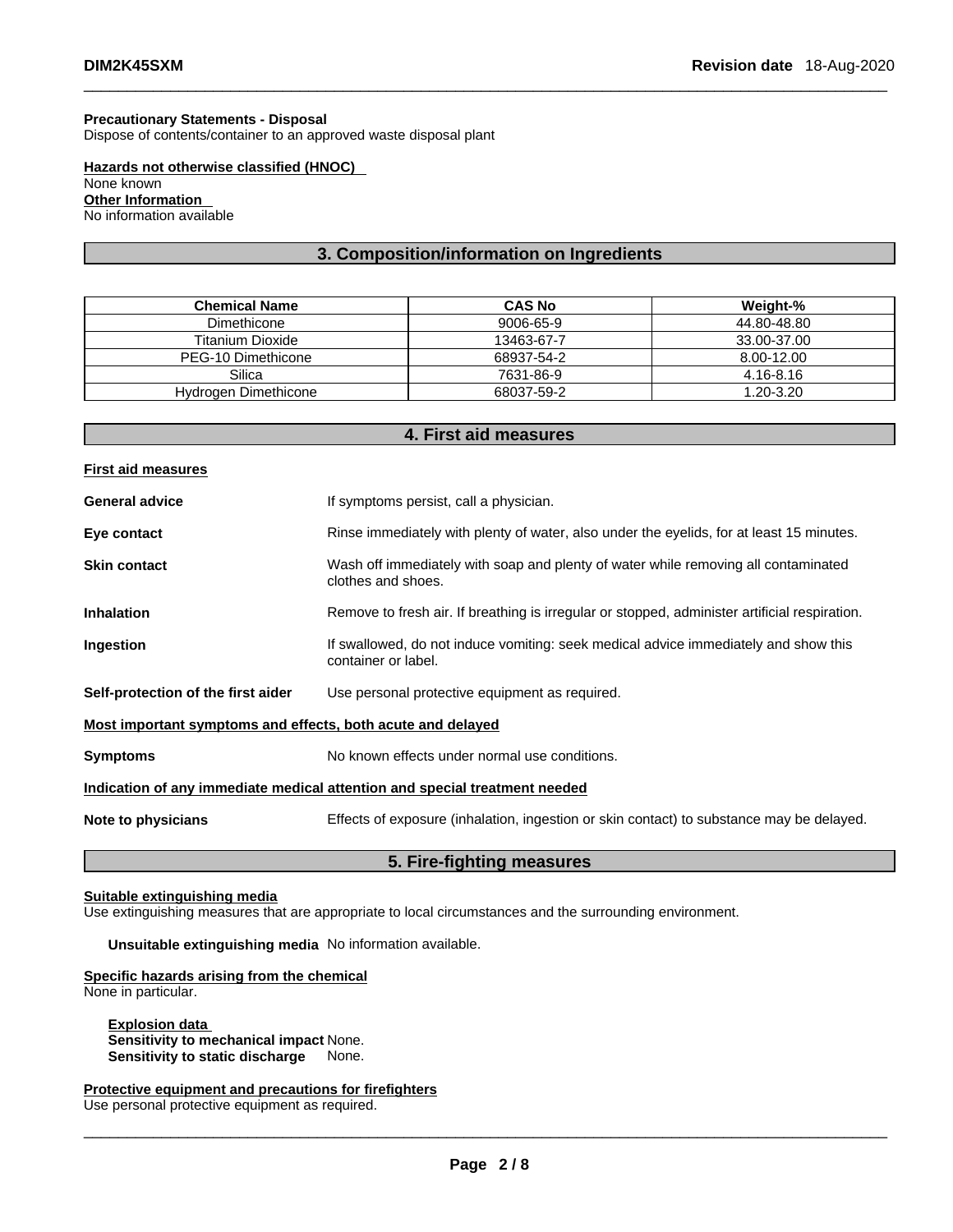**Precautionary Statements - Disposal**
Dispose of contents/container to an approved waste disposal plant

**Hazards not otherwise classified (HNOC)**
None known

**Other Information**
No information available

## 3. Composition/information on Ingredients

| Chemical Name | CAS No | Weight-% |
|---|---|---|
| Dimethicone | 9006-65-9 | 44.80-48.80 |
| Titanium Dioxide | 13463-67-7 | 33.00-37.00 |
| PEG-10 Dimethicone | 68937-54-2 | 8.00-12.00 |
| Silica | 7631-86-9 | 4.16-8.16 |
| Hydrogen Dimethicone | 68037-59-2 | 1.20-3.20 |

## 4. First aid measures

**First aid measures**

**General advice** If symptoms persist, call a physician.

**Eye contact** Rinse immediately with plenty of water, also under the eyelids, for at least 15 minutes.

**Skin contact** Wash off immediately with soap and plenty of water while removing all contaminated clothes and shoes.

**Inhalation** Remove to fresh air. If breathing is irregular or stopped, administer artificial respiration.

**Ingestion** If swallowed, do not induce vomiting: seek medical advice immediately and show this container or label.

**Self-protection of the first aider** Use personal protective equipment as required.

**Most important symptoms and effects, both acute and delayed**

**Symptoms** No known effects under normal use conditions.

**Indication of any immediate medical attention and special treatment needed**

**Note to physicians** Effects of exposure (inhalation, ingestion or skin contact) to substance may be delayed.

## 5. Fire-fighting measures

**Suitable extinguishing media**
Use extinguishing measures that are appropriate to local circumstances and the surrounding environment.

**Unsuitable extinguishing media** No information available.

**Specific hazards arising from the chemical**
None in particular.

**Explosion data**
**Sensitivity to mechanical impact** None.
**Sensitivity to static discharge** None.

**Protective equipment and precautions for firefighters**
Use personal protective equipment as required.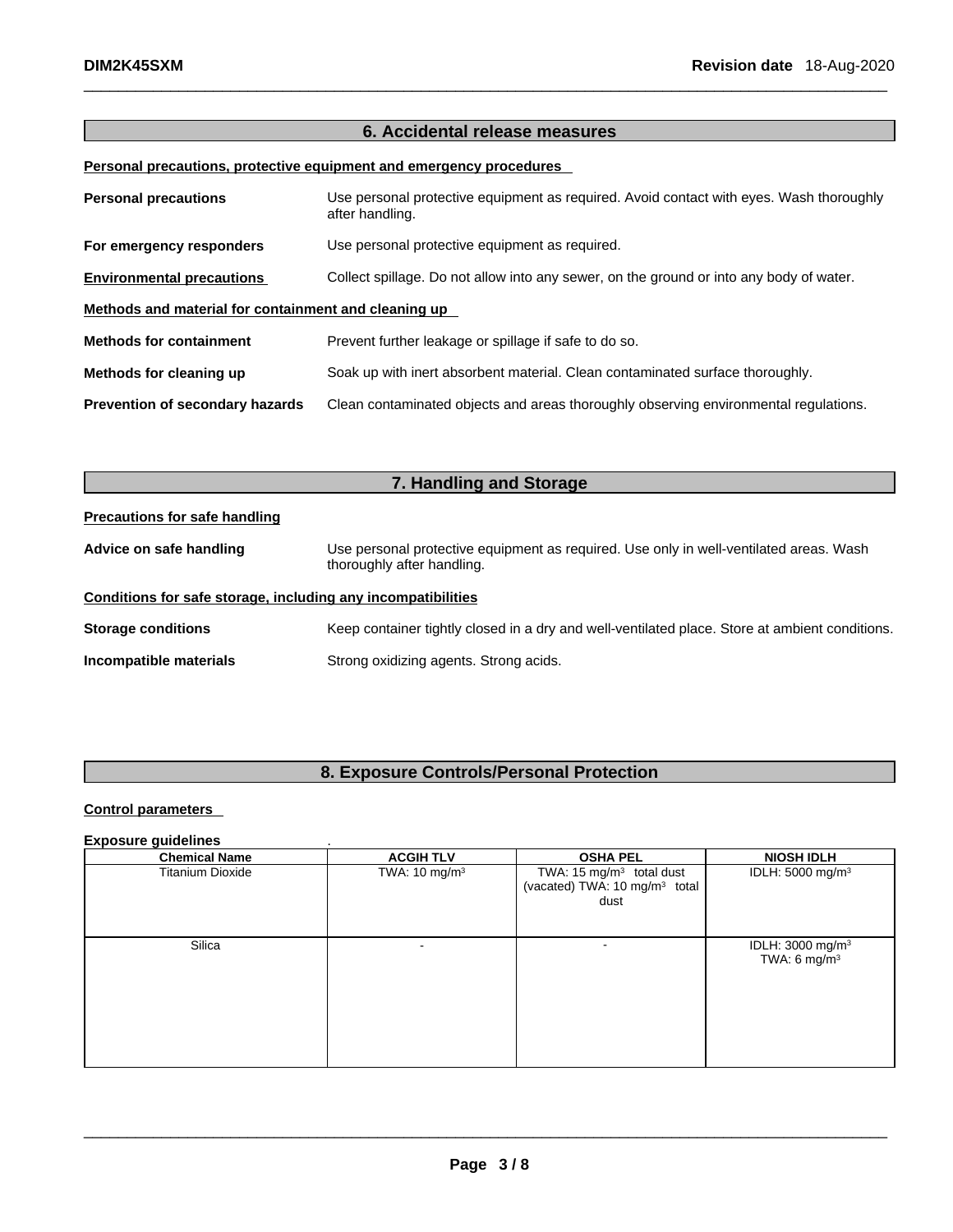## 6. Accidental release measures

**Personal precautions, protective equipment and emergency procedures**

**Personal precautions** Use personal protective equipment as required. Avoid contact with eyes. Wash thoroughly after handling.

**For emergency responders** Use personal protective equipment as required.

**Environmental precautions** Collect spillage. Do not allow into any sewer, on the ground or into any body of water.

**Methods and material for containment and cleaning up**

**Methods for containment** Prevent further leakage or spillage if safe to do so.

**Methods for cleaning up** Soak up with inert absorbent material. Clean contaminated surface thoroughly.

**Prevention of secondary hazards** Clean contaminated objects and areas thoroughly observing environmental regulations.

## 7. Handling and Storage

**Precautions for safe handling**

**Advice on safe handling** Use personal protective equipment as required. Use only in well-ventilated areas. Wash thoroughly after handling.

**Conditions for safe storage, including any incompatibilities**

**Storage conditions** Keep container tightly closed in a dry and well-ventilated place. Store at ambient conditions.

**Incompatible materials** Strong oxidizing agents. Strong acids.

## 8. Exposure Controls/Personal Protection

**Control parameters**

**Exposure guidelines** .

| Chemical Name | ACGIH TLV | OSHA PEL | NIOSH IDLH |
|---|---|---|---|
| Titanium Dioxide | TWA: 10 mg/m³ | TWA: 15 mg/m³ total dust (vacated) TWA: 10 mg/m³ total dust | IDLH: 5000 mg/m³ |
| Silica | - | - | IDLH: 3000 mg/m³ TWA: 6 mg/m³ |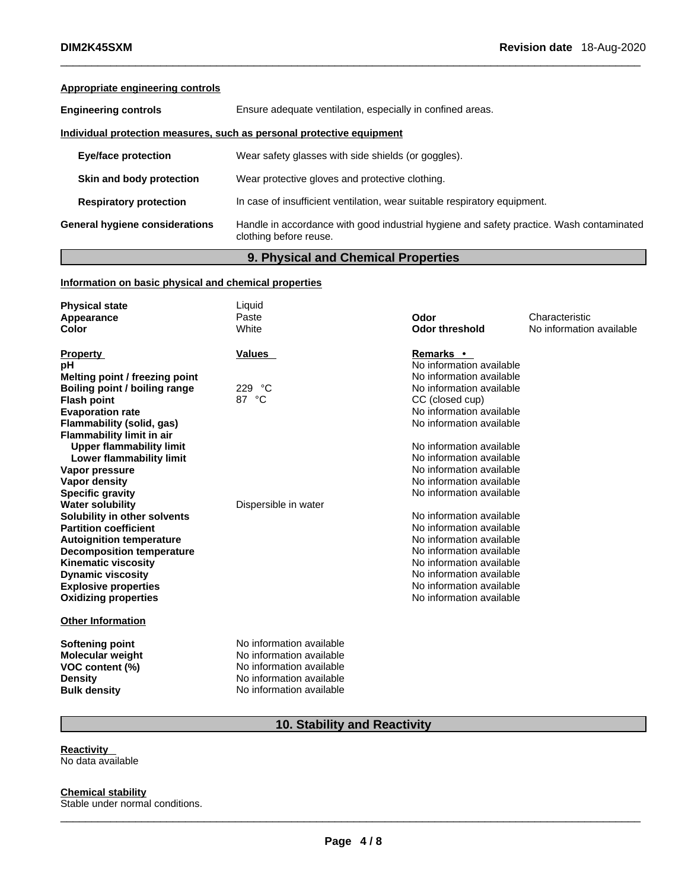**Appropriate engineering controls**

| | |
|---|---|
| **Engineering controls** | Ensure adequate ventilation, especially in confined areas. |

**Individual protection measures, such as personal protective equipment**

| | |
|---|---|
| **Eye/face protection** | Wear safety glasses with side shields (or goggles). |
| **Skin and body protection** | Wear protective gloves and protective clothing. |
| **Respiratory protection** | In case of insufficient ventilation, wear suitable respiratory equipment. |
| **General hygiene considerations** | Handle in accordance with good industrial hygiene and safety practice. Wash contaminated clothing before reuse. |

## 9. Physical and Chemical Properties

**Information on basic physical and chemical properties**

| | | | |
|---|---|---|---|
| **Physical state** | Liquid | | |
| **Appearance** | Paste | **Odor** | Characteristic |
| **Color** | White | **Odor threshold** | No information available |

| **Property** | **Values** | **Remarks •** |
|---|---|---|
| **pH** | | No information available |
| **Melting point / freezing point** | | No information available |
| **Boiling point / boiling range** | 229 °C | No information available |
| **Flash point** | 87 °C | CC (closed cup) |
| **Evaporation rate** | | No information available |
| **Flammability (solid, gas)** | | No information available |
| **Flammability limit in air** | | |
| **Upper flammability limit** | | No information available |
| **Lower flammability limit** | | No information available |
| **Vapor pressure** | | No information available |
| **Vapor density** | | No information available |
| **Specific gravity** | | No information available |
| **Water solubility** | Dispersible in water | |
| **Solubility in other solvents** | | No information available |
| **Partition coefficient** | | No information available |
| **Autoignition temperature** | | No information available |
| **Decomposition temperature** | | No information available |
| **Kinematic viscosity** | | No information available |
| **Dynamic viscosity** | | No information available |
| **Explosive properties** | | No information available |
| **Oxidizing properties** | | No information available |

**Other Information**

| | |
|---|---|
| **Softening point** | No information available |
| **Molecular weight** | No information available |
| **VOC content (%)** | No information available |
| **Density** | No information available |
| **Bulk density** | No information available |

## 10. Stability and Reactivity

**Reactivity**
No data available

**Chemical stability**
Stable under normal conditions.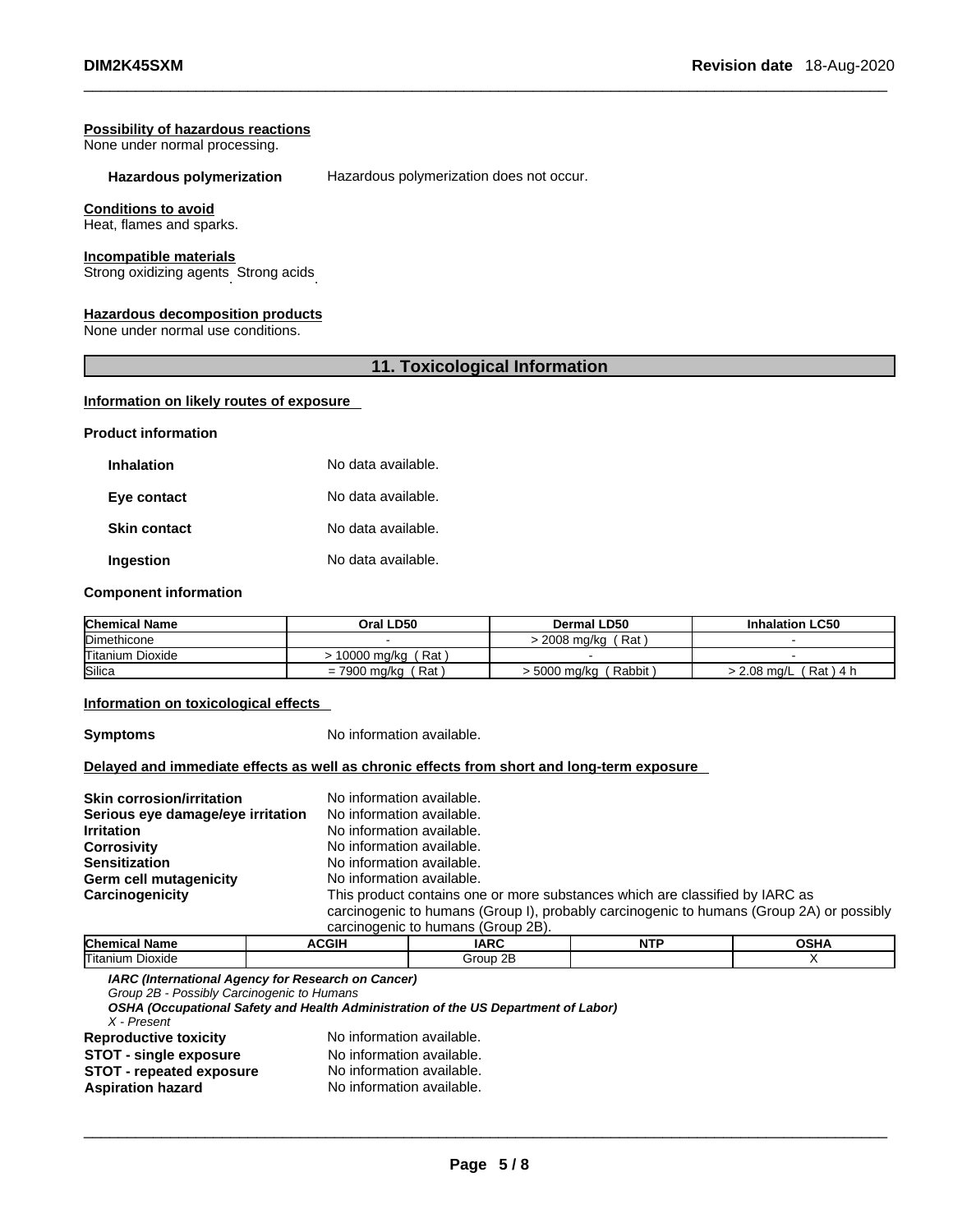**Possibility of hazardous reactions**
None under normal processing.

**Hazardous polymerization** Hazardous polymerization does not occur.

**Conditions to avoid**
Heat, flames and sparks.

**Incompatible materials**
Strong oxidizing agents. Strong acids.

**Hazardous decomposition products**
None under normal use conditions.

## 11. Toxicological Information

**Information on likely routes of exposure**

**Product information**

**Inhalation** No data available.

**Eye contact** No data available.

**Skin contact** No data available.

**Ingestion** No data available.

**Component information**

| Chemical Name | Oral LD50 | Dermal LD50 | Inhalation LC50 |
|---|---|---|---|
| Dimethicone | - | > 2008 mg/kg ( Rat ) | - |
| Titanium Dioxide | > 10000 mg/kg ( Rat ) | - | - |
| Silica | = 7900 mg/kg ( Rat ) | > 5000 mg/kg ( Rabbit ) | > 2.08 mg/L ( Rat ) 4 h |

**Information on toxicological effects**

**Symptoms** No information available.

**Delayed and immediate effects as well as chronic effects from short and long-term exposure**

**Skin corrosion/irritation** No information available.
**Serious eye damage/eye irritation** No information available.
**Irritation** No information available.
**Corrosivity** No information available.
**Sensitization** No information available.
**Germ cell mutagenicity** No information available.
**Carcinogenicity** This product contains one or more substances which are classified by IARC as carcinogenic to humans (Group I), probably carcinogenic to humans (Group 2A) or possibly carcinogenic to humans (Group 2B).

| Chemical Name | ACGIH | IARC | NTP | OSHA |
|---|---|---|---|---|
| Titanium Dioxide | | Group 2B | | X |

***IARC (International Agency for Research on Cancer)***
*Group 2B - Possibly Carcinogenic to Humans*
***OSHA (Occupational Safety and Health Administration of the US Department of Labor)***
*X - Present*

**Reproductive toxicity** No information available.
**STOT - single exposure** No information available.
**STOT - repeated exposure** No information available.
**Aspiration hazard** No information available.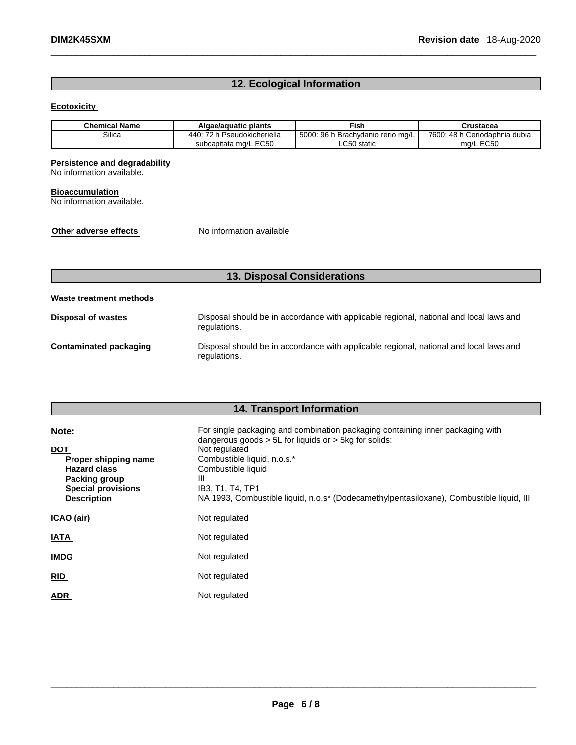## 12. Ecological Information

**Ecotoxicity**

| Chemical Name | Algae/aquatic plants | Fish | Crustacea |
|---|---|---|---|
| Silica | 440: 72 h Pseudokicheriella subcapitata mg/L EC50 | 5000: 96 h Brachydanio rerio mg/L LC50 static | 7600: 48 h Ceriodaphnia dubia mg/L EC50 |

**Persistence and degradability**
No information available.

**Bioaccumulation**
No information available.

**Other adverse effects** No information available

## 13. Disposal Considerations

**Waste treatment methods**

**Disposal of wastes** Disposal should be in accordance with applicable regional, national and local laws and regulations.

**Contaminated packaging** Disposal should be in accordance with applicable regional, national and local laws and regulations.

## 14. Transport Information

**Note:** For single packaging and combination packaging containing inner packaging with dangerous goods > 5L for liquids or > 5kg for solids:

**DOT** Not regulated
- **Proper shipping name** Combustible liquid, n.o.s.*
- **Hazard class** Combustible liquid
- **Packing group** III
- **Special provisions** IB3, T1, T4, TP1
- **Description** NA 1993, Combustible liquid, n.o.s* (Dodecamethylpentasiloxane), Combustible liquid, III

**ICAO (air)** Not regulated

**IATA** Not regulated

**IMDG** Not regulated

**RID** Not regulated

**ADR** Not regulated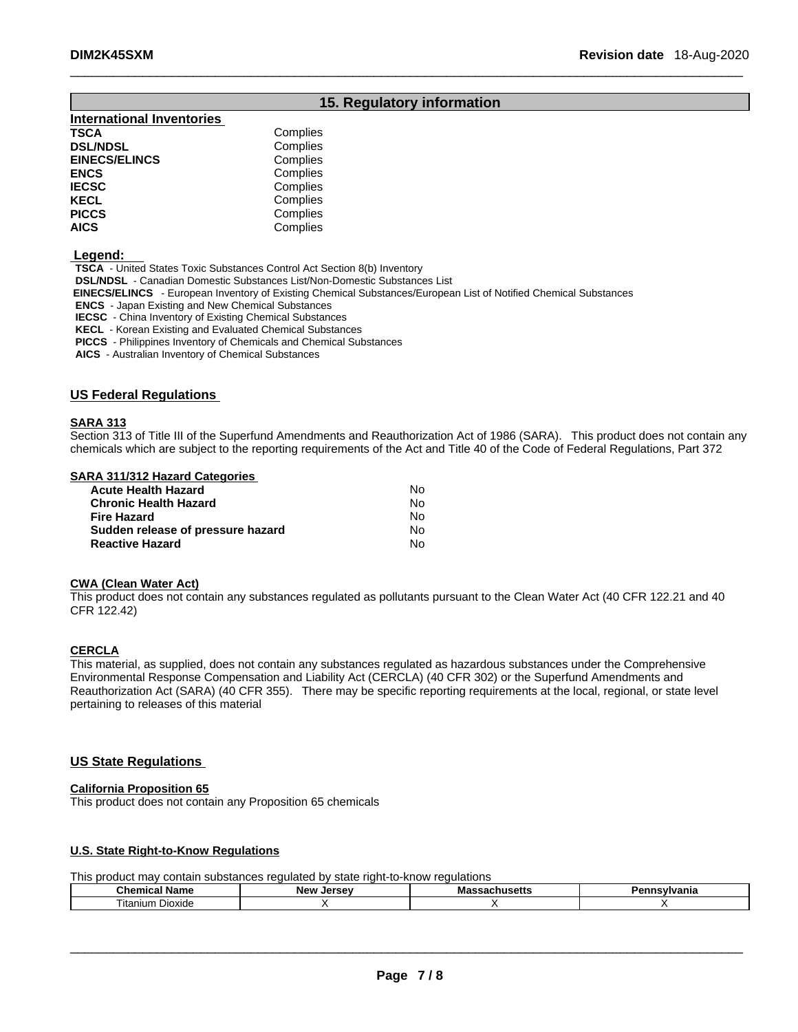## 15. Regulatory information

### International Inventories

| | |
|---|---|
| **TSCA** | Complies |
| **DSL/NDSL** | Complies |
| **EINECS/ELINCS** | Complies |
| **ENCS** | Complies |
| **IECSC** | Complies |
| **KECL** | Complies |
| **PICCS** | Complies |
| **AICS** | Complies |

**Legend:**

**TSCA** - United States Toxic Substances Control Act Section 8(b) Inventory
**DSL/NDSL** - Canadian Domestic Substances List/Non-Domestic Substances List
**EINECS/ELINCS** - European Inventory of Existing Chemical Substances/European List of Notified Chemical Substances
**ENCS** - Japan Existing and New Chemical Substances
**IECSC** - China Inventory of Existing Chemical Substances
**KECL** - Korean Existing and Evaluated Chemical Substances
**PICCS** - Philippines Inventory of Chemicals and Chemical Substances
**AICS** - Australian Inventory of Chemical Substances

### US Federal Regulations

**SARA 313**

Section 313 of Title III of the Superfund Amendments and Reauthorization Act of 1986 (SARA). This product does not contain any chemicals which are subject to the reporting requirements of the Act and Title 40 of the Code of Federal Regulations, Part 372

**SARA 311/312 Hazard Categories**

| | |
|---|---|
| **Acute Health Hazard** | No |
| **Chronic Health Hazard** | No |
| **Fire Hazard** | No |
| **Sudden release of pressure hazard** | No |
| **Reactive Hazard** | No |

**CWA (Clean Water Act)**

This product does not contain any substances regulated as pollutants pursuant to the Clean Water Act (40 CFR 122.21 and 40 CFR 122.42)

**CERCLA**

This material, as supplied, does not contain any substances regulated as hazardous substances under the Comprehensive Environmental Response Compensation and Liability Act (CERCLA) (40 CFR 302) or the Superfund Amendments and Reauthorization Act (SARA) (40 CFR 355). There may be specific reporting requirements at the local, regional, or state level pertaining to releases of this material

### US State Regulations

**California Proposition 65**

This product does not contain any Proposition 65 chemicals

**U.S. State Right-to-Know Regulations**

This product may contain substances regulated by state right-to-know regulations

| Chemical Name | New Jersey | Massachusetts | Pennsylvania |
|---|---|---|---|
| Titanium Dioxide | X | X | X |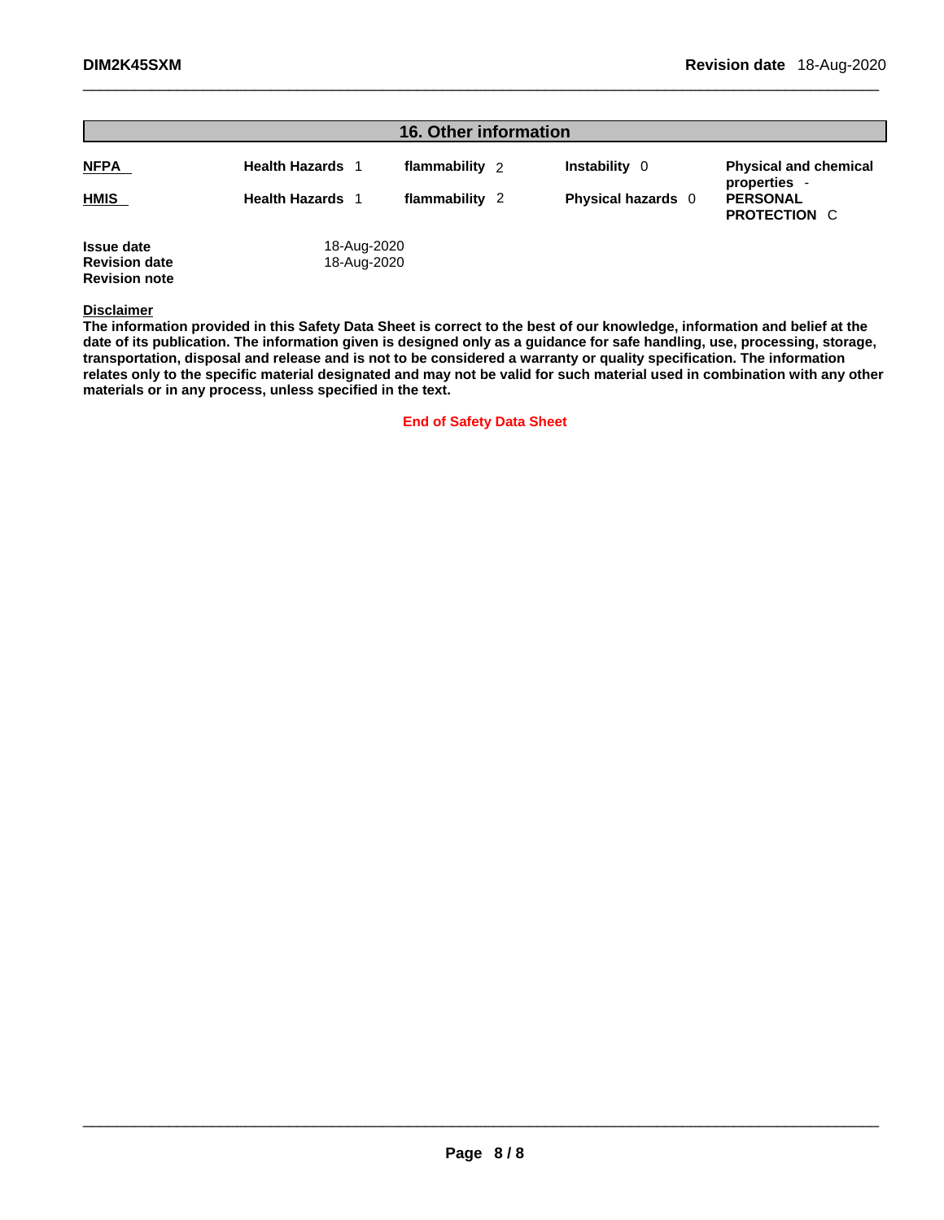## 16. Other information

| | | | | |
|---|---|---|---|---|
| **NFPA** | **Health Hazards** 1 | **flammability** 2 | **Instability** 0 | **Physical and chemical properties** - |
| **HMIS** | **Health Hazards** 1 | **flammability** 2 | **Physical hazards** 0 | **PERSONAL PROTECTION** C |

**Issue date** 18-Aug-2020
**Revision date** 18-Aug-2020
**Revision note**

**Disclaimer**

**The information provided in this Safety Data Sheet is correct to the best of our knowledge, information and belief at the date of its publication. The information given is designed only as a guidance for safe handling, use, processing, storage, transportation, disposal and release and is not to be considered a warranty or quality specification. The information relates only to the specific material designated and may not be valid for such material used in combination with any other materials or in any process, unless specified in the text.**

**End of Safety Data Sheet**